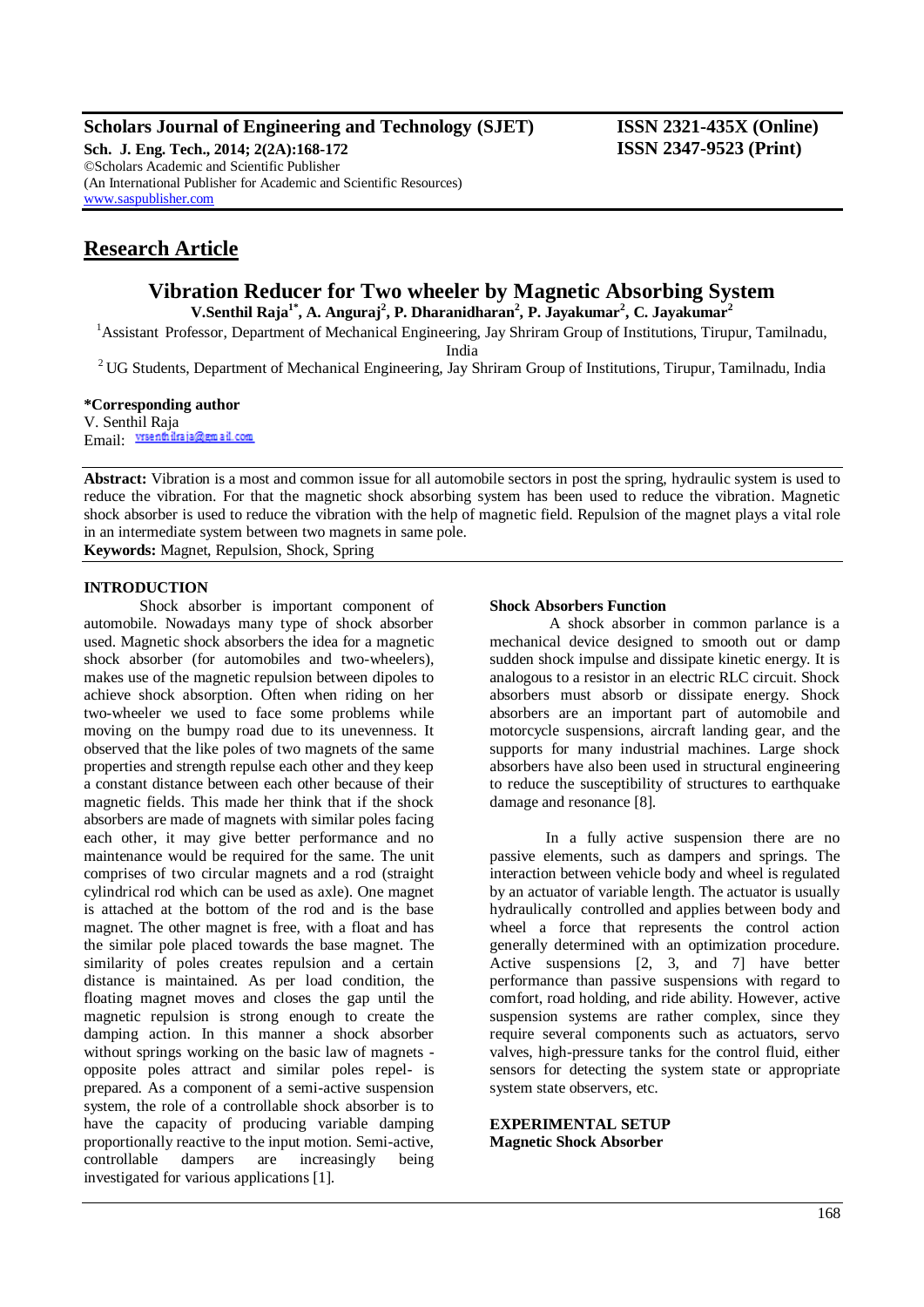**Scholars Journal of Engineering and Technology (SJET)**
**ISSN 2321-435X (Online)**
**Sch. J. Eng. Tech., 2014; 2(2A):168-172**
**ISSN 2347-9523 (Print)**
©Scholars Academic and Scientific Publisher
(An International Publisher for Academic and Scientific Resources)
www.saspublisher.com

## Research Article

# Vibration Reducer for Two wheeler by Magnetic Absorbing System

**V.Senthil Raja[1*], A. Anguraj[2], P. Dharanidharan[2], P. Jayakumar[2], C. Jayakumar[2]**

[1]Assistant Professor, Department of Mechanical Engineering, Jay Shriram Group of Institutions, Tirupur, Tamilnadu, India

[2]UG Students, Department of Mechanical Engineering, Jay Shriram Group of Institutions, Tirupur, Tamilnadu, India

**\*Corresponding author**
V. Senthil Raja
Email: vrsenthilraja@gmail.com

**Abstract:** Vibration is a most and common issue for all automobile sectors in post the spring, hydraulic system is used to reduce the vibration. For that the magnetic shock absorbing system has been used to reduce the vibration. Magnetic shock absorber is used to reduce the vibration with the help of magnetic field. Repulsion of the magnet plays a vital role in an intermediate system between two magnets in same pole.

**Keywords:** Magnet, Repulsion, Shock, Spring

## INTRODUCTION

Shock absorber is important component of automobile. Nowadays many type of shock absorber used. Magnetic shock absorbers the idea for a magnetic shock absorber (for automobiles and two-wheelers), makes use of the magnetic repulsion between dipoles to achieve shock absorption. Often when riding on her two-wheeler we used to face some problems while moving on the bumpy road due to its unevenness. It observed that the like poles of two magnets of the same properties and strength repulse each other and they keep a constant distance between each other because of their magnetic fields. This made her think that if the shock absorbers are made of magnets with similar poles facing each other, it may give better performance and no maintenance would be required for the same. The unit comprises of two circular magnets and a rod (straight cylindrical rod which can be used as axle). One magnet is attached at the bottom of the rod and is the base magnet. The other magnet is free, with a float and has the similar pole placed towards the base magnet. The similarity of poles creates repulsion and a certain distance is maintained. As per load condition, the floating magnet moves and closes the gap until the magnetic repulsion is strong enough to create the damping action. In this manner a shock absorber without springs working on the basic law of magnets - opposite poles attract and similar poles repel- is prepared. As a component of a semi-active suspension system, the role of a controllable shock absorber is to have the capacity of producing variable damping proportionally reactive to the input motion. Semi-active, controllable dampers are increasingly being investigated for various applications [1].

### Shock Absorbers Function

A shock absorber in common parlance is a mechanical device designed to smooth out or damp sudden shock impulse and dissipate kinetic energy. It is analogous to a resistor in an electric RLC circuit. Shock absorbers must absorb or dissipate energy. Shock absorbers are an important part of automobile and motorcycle suspensions, aircraft landing gear, and the supports for many industrial machines. Large shock absorbers have also been used in structural engineering to reduce the susceptibility of structures to earthquake damage and resonance [8].

In a fully active suspension there are no passive elements, such as dampers and springs. The interaction between vehicle body and wheel is regulated by an actuator of variable length. The actuator is usually hydraulically controlled and applies between body and wheel a force that represents the control action generally determined with an optimization procedure. Active suspensions [2, 3, and 7] have better performance than passive suspensions with regard to comfort, road holding, and ride ability. However, active suspension systems are rather complex, since they require several components such as actuators, servo valves, high-pressure tanks for the control fluid, either sensors for detecting the system state or appropriate system state observers, etc.

## EXPERIMENTAL SETUP

### Magnetic Shock Absorber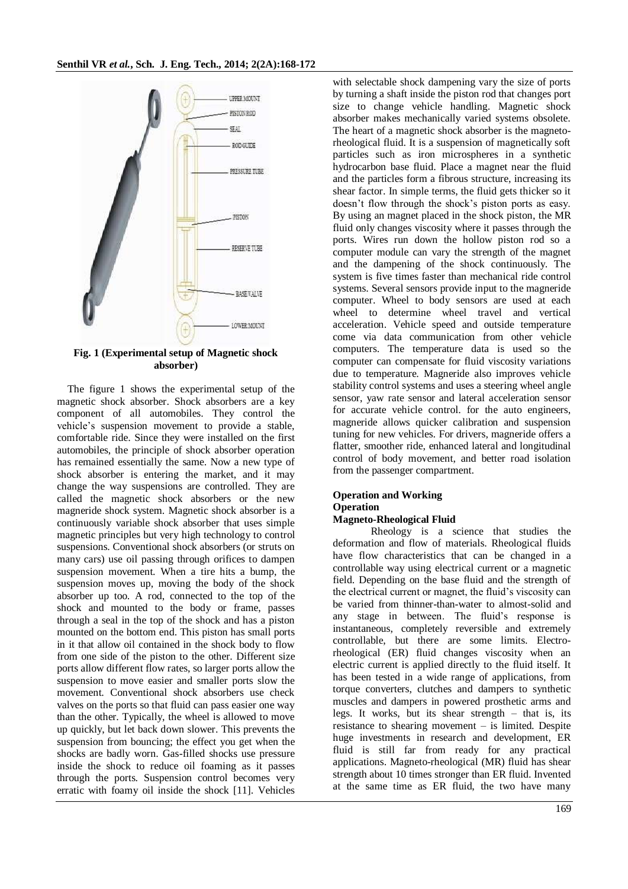**Fig. 1 (Experimental setup of Magnetic shock absorber)**

The figure 1 shows the experimental setup of the magnetic shock absorber. Shock absorbers are a key component of all automobiles. They control the vehicle's suspension movement to provide a stable, comfortable ride. Since they were installed on the first automobiles, the principle of shock absorber operation has remained essentially the same. Now a new type of shock absorber is entering the market, and it may change the way suspensions are controlled. They are called the magnetic shock absorbers or the new magneride shock system. Magnetic shock absorber is a continuously variable shock absorber that uses simple magnetic principles but very high technology to control suspensions. Conventional shock absorbers (or struts on many cars) use oil passing through orifices to dampen suspension movement. When a tire hits a bump, the suspension moves up, moving the body of the shock absorber up too. A rod, connected to the top of the shock and mounted to the body or frame, passes through a seal in the top of the shock and has a piston mounted on the bottom end. This piston has small ports in it that allow oil contained in the shock body to flow from one side of the piston to the other. Different size ports allow different flow rates, so larger ports allow the suspension to move easier and smaller ports slow the movement. Conventional shock absorbers use check valves on the ports so that fluid can pass easier one way than the other. Typically, the wheel is allowed to move up quickly, but let back down slower. This prevents the suspension from bouncing; the effect you get when the shocks are badly worn. Gas-filled shocks use pressure inside the shock to reduce oil foaming as it passes through the ports. Suspension control becomes very erratic with foamy oil inside the shock [11]. Vehicles with selectable shock dampening vary the size of ports by turning a shaft inside the piston rod that changes port size to change vehicle handling. Magnetic shock absorber makes mechanically varied systems obsolete. The heart of a magnetic shock absorber is the magneto-rheological fluid. It is a suspension of magnetically soft particles such as iron microspheres in a synthetic hydrocarbon base fluid. Place a magnet near the fluid and the particles form a fibrous structure, increasing its shear factor. In simple terms, the fluid gets thicker so it doesn't flow through the shock's piston ports as easy. By using an magnet placed in the shock piston, the MR fluid only changes viscosity where it passes through the ports. Wires run down the hollow piston rod so a computer module can vary the strength of the magnet and the dampening of the shock continuously. The system is five times faster than mechanical ride control systems. Several sensors provide input to the magneride computer. Wheel to body sensors are used at each wheel to determine wheel travel and vertical acceleration. Vehicle speed and outside temperature come via data communication from other vehicle computers. The temperature data is used so the computer can compensate for fluid viscosity variations due to temperature. Magneride also improves vehicle stability control systems and uses a steering wheel angle sensor, yaw rate sensor and lateral acceleration sensor for accurate vehicle control. for the auto engineers, magneride allows quicker calibration and suspension tuning for new vehicles. For drivers, magneride offers a flatter, smoother ride, enhanced lateral and longitudinal control of body movement, and better road isolation from the passenger compartment.

## Operation and Working

### Operation

#### Magneto-Rheological Fluid

Rheology is a science that studies the deformation and flow of materials. Rheological fluids have flow characteristics that can be changed in a controllable way using electrical current or a magnetic field. Depending on the base fluid and the strength of the electrical current or magnet, the fluid's viscosity can be varied from thinner-than-water to almost-solid and any stage in between. The fluid's response is instantaneous, completely reversible and extremely controllable, but there are some limits. Electro-rheological (ER) fluid changes viscosity when an electric current is applied directly to the fluid itself. It has been tested in a wide range of applications, from torque converters, clutches and dampers to synthetic muscles and dampers in powered prosthetic arms and legs. It works, but its shear strength – that is, its resistance to shearing movement – is limited. Despite huge investments in research and development, ER fluid is still far from ready for any practical applications. Magneto-rheological (MR) fluid has shear strength about 10 times stronger than ER fluid. Invented at the same time as ER fluid, the two have many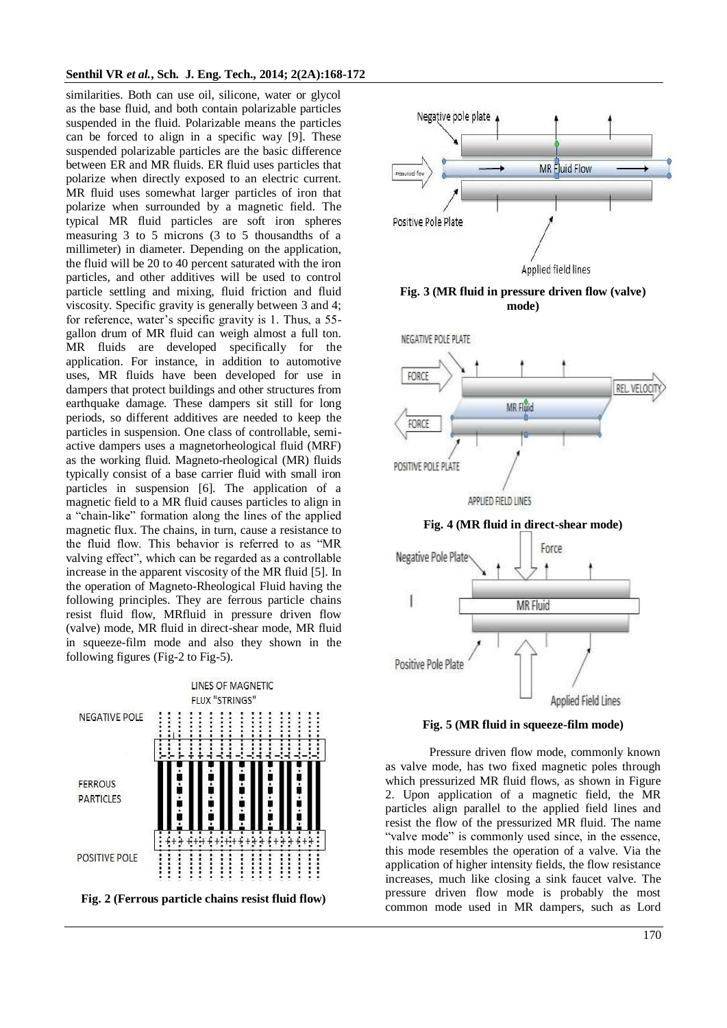similarities. Both can use oil, silicone, water or glycol as the base fluid, and both contain polarizable particles suspended in the fluid. Polarizable means the particles can be forced to align in a specific way [9]. These suspended polarizable particles are the basic difference between ER and MR fluids. ER fluid uses particles that polarize when directly exposed to an electric current. MR fluid uses somewhat larger particles of iron that polarize when surrounded by a magnetic field. The typical MR fluid particles are soft iron spheres measuring 3 to 5 microns (3 to 5 thousandths of a millimeter) in diameter. Depending on the application, the fluid will be 20 to 40 percent saturated with the iron particles, and other additives will be used to control particle settling and mixing, fluid friction and fluid viscosity. Specific gravity is generally between 3 and 4; for reference, water's specific gravity is 1. Thus, a 55-gallon drum of MR fluid can weigh almost a full ton. MR fluids are developed specifically for the application. For instance, in addition to automotive uses, MR fluids have been developed for use in dampers that protect buildings and other structures from earthquake damage. These dampers sit still for long periods, so different additives are needed to keep the particles in suspension. One class of controllable, semi-active dampers uses a magnetorheological fluid (MRF) as the working fluid. Magneto-rheological (MR) fluids typically consist of a base carrier fluid with small iron particles in suspension [6]. The application of a magnetic field to a MR fluid causes particles to align in a "chain-like" formation along the lines of the applied magnetic flux. The chains, in turn, cause a resistance to the fluid flow. This behavior is referred to as "MR valving effect", which can be regarded as a controllable increase in the apparent viscosity of the MR fluid [5]. In the operation of Magneto-Rheological Fluid having the following principles. They are ferrous particle chains resist fluid flow, MRfluid in pressure driven flow (valve) mode, MR fluid in direct-shear mode, MR fluid in squeeze-film mode and also they shown in the following figures (Fig-2 to Fig-5).

**Fig. 2 (Ferrous particle chains resist fluid flow)**

**Fig. 3 (MR fluid in pressure driven flow (valve) mode)**

**Fig. 4 (MR fluid in direct-shear mode)**

**Fig. 5 (MR fluid in squeeze-film mode)**

Pressure driven flow mode, commonly known as valve mode, has two fixed magnetic poles through which pressurized MR fluid flows, as shown in Figure 2. Upon application of a magnetic field, the MR particles align parallel to the applied field lines and resist the flow of the pressurized MR fluid. The name "valve mode" is commonly used since, in the essence, this mode resembles the operation of a valve. Via the application of higher intensity fields, the flow resistance increases, much like closing a sink faucet valve. The pressure driven flow mode is probably the most common mode used in MR dampers, such as Lord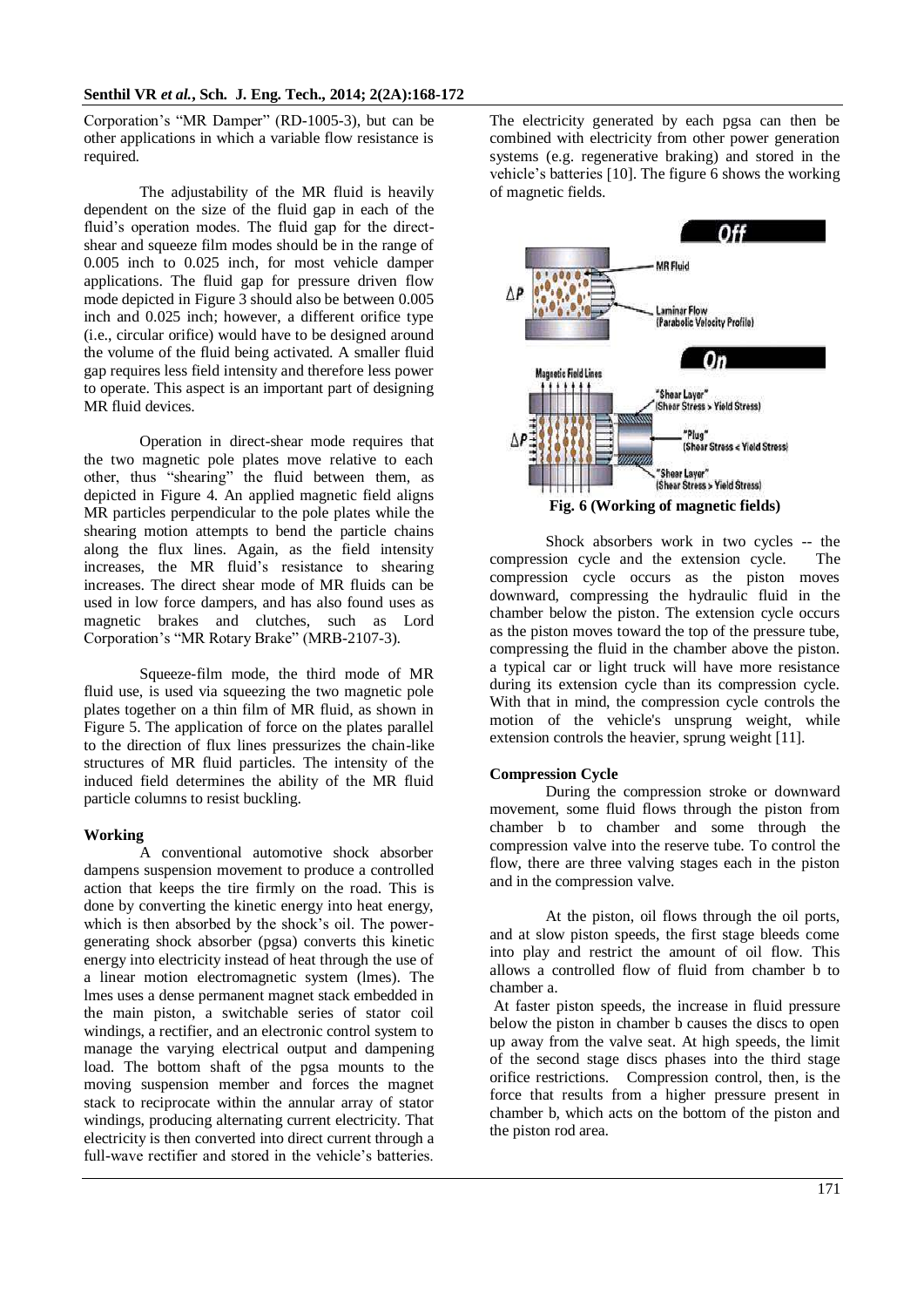Corporation's "MR Damper" (RD-1005-3), but can be other applications in which a variable flow resistance is required.

The adjustability of the MR fluid is heavily dependent on the size of the fluid gap in each of the fluid's operation modes. The fluid gap for the direct-shear and squeeze film modes should be in the range of 0.005 inch to 0.025 inch, for most vehicle damper applications. The fluid gap for pressure driven flow mode depicted in Figure 3 should also be between 0.005 inch and 0.025 inch; however, a different orifice type (i.e., circular orifice) would have to be designed around the volume of the fluid being activated. A smaller fluid gap requires less field intensity and therefore less power to operate. This aspect is an important part of designing MR fluid devices.

Operation in direct-shear mode requires that the two magnetic pole plates move relative to each other, thus "shearing" the fluid between them, as depicted in Figure 4. An applied magnetic field aligns MR particles perpendicular to the pole plates while the shearing motion attempts to bend the particle chains along the flux lines. Again, as the field intensity increases, the MR fluid's resistance to shearing increases. The direct shear mode of MR fluids can be used in low force dampers, and has also found uses as magnetic brakes and clutches, such as Lord Corporation's "MR Rotary Brake" (MRB-2107-3).

Squeeze-film mode, the third mode of MR fluid use, is used via squeezing the two magnetic pole plates together on a thin film of MR fluid, as shown in Figure 5. The application of force on the plates parallel to the direction of flux lines pressurizes the chain-like structures of MR fluid particles. The intensity of the induced field determines the ability of the MR fluid particle columns to resist buckling.

## Working

A conventional automotive shock absorber dampens suspension movement to produce a controlled action that keeps the tire firmly on the road. This is done by converting the kinetic energy into heat energy, which is then absorbed by the shock's oil. The power-generating shock absorber (pgsa) converts this kinetic energy into electricity instead of heat through the use of a linear motion electromagnetic system (lmes). The lmes uses a dense permanent magnet stack embedded in the main piston, a switchable series of stator coil windings, a rectifier, and an electronic control system to manage the varying electrical output and dampening load. The bottom shaft of the pgsa mounts to the moving suspension member and forces the magnet stack to reciprocate within the annular array of stator windings, producing alternating current electricity. That electricity is then converted into direct current through a full-wave rectifier and stored in the vehicle's batteries. The electricity generated by each pgsa can then be combined with electricity from other power generation systems (e.g. regenerative braking) and stored in the vehicle's batteries [10]. The figure 6 shows the working of magnetic fields.

**Fig. 6 (Working of magnetic fields)**

Shock absorbers work in two cycles -- the compression cycle and the extension cycle. The compression cycle occurs as the piston moves downward, compressing the hydraulic fluid in the chamber below the piston. The extension cycle occurs as the piston moves toward the top of the pressure tube, compressing the fluid in the chamber above the piston. a typical car or light truck will have more resistance during its extension cycle than its compression cycle. With that in mind, the compression cycle controls the motion of the vehicle's unsprung weight, while extension controls the heavier, sprung weight [11].

## Compression Cycle

During the compression stroke or downward movement, some fluid flows through the piston from chamber b to chamber and some through the compression valve into the reserve tube. To control the flow, there are three valving stages each in the piston and in the compression valve.

At the piston, oil flows through the oil ports, and at slow piston speeds, the first stage bleeds come into play and restrict the amount of oil flow. This allows a controlled flow of fluid from chamber b to chamber a.

At faster piston speeds, the increase in fluid pressure below the piston in chamber b causes the discs to open up away from the valve seat. At high speeds, the limit of the second stage discs phases into the third stage orifice restrictions. Compression control, then, is the force that results from a higher pressure present in chamber b, which acts on the bottom of the piston and the piston rod area.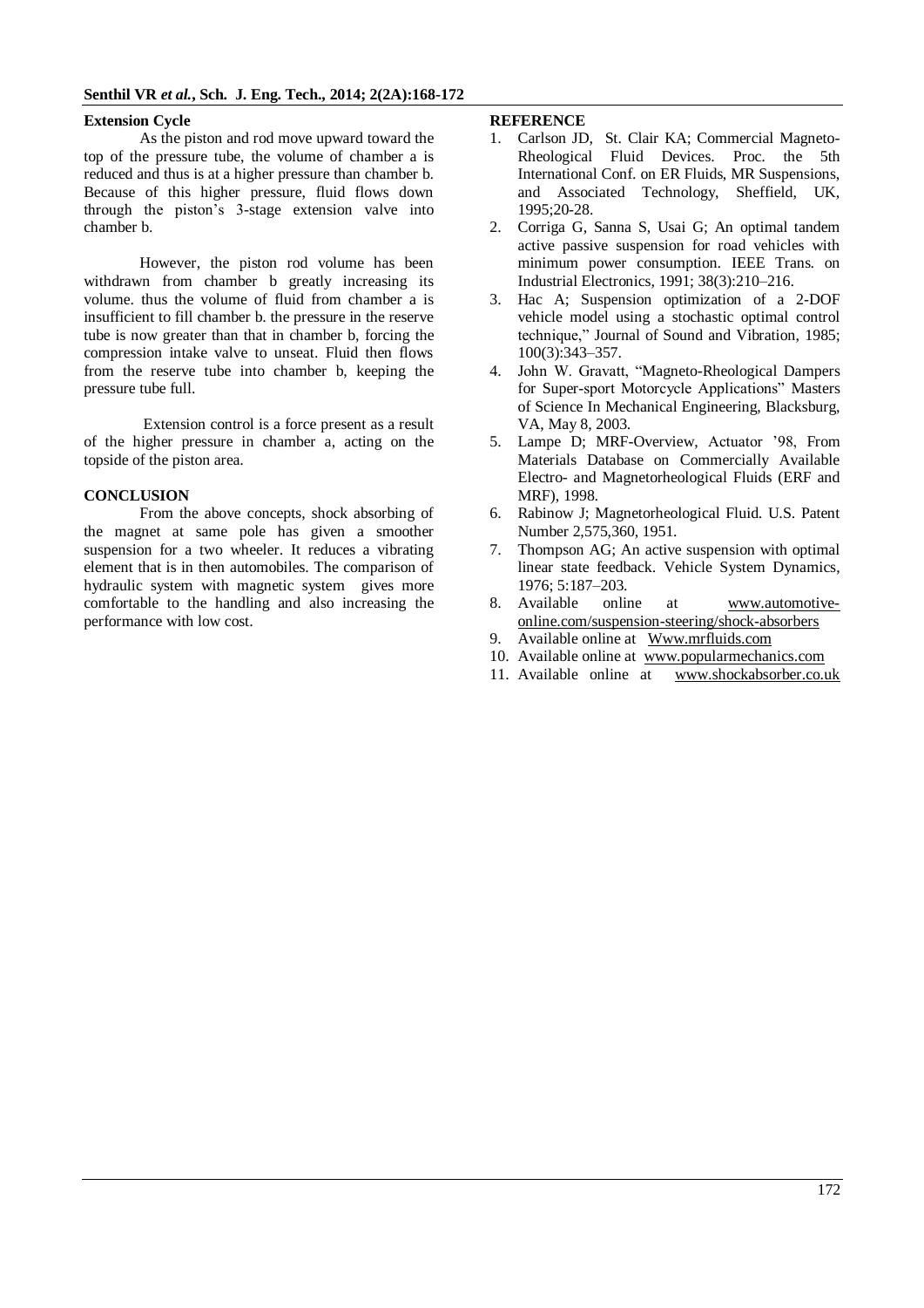**Extension Cycle**

As the piston and rod move upward toward the top of the pressure tube, the volume of chamber a is reduced and thus is at a higher pressure than chamber b. Because of this higher pressure, fluid flows down through the piston's 3-stage extension valve into chamber b.

However, the piston rod volume has been withdrawn from chamber b greatly increasing its volume. thus the volume of fluid from chamber a is insufficient to fill chamber b. the pressure in the reserve tube is now greater than that in chamber b, forcing the compression intake valve to unseat. Fluid then flows from the reserve tube into chamber b, keeping the pressure tube full.

Extension control is a force present as a result of the higher pressure in chamber a, acting on the topside of the piston area.

## CONCLUSION

From the above concepts, shock absorbing of the magnet at same pole has given a smoother suspension for a two wheeler. It reduces a vibrating element that is in then automobiles. The comparison of hydraulic system with magnetic system gives more comfortable to the handling and also increasing the performance with low cost.

## REFERENCE

1. Carlson JD, St. Clair KA; Commercial Magneto-Rheological Fluid Devices. Proc. the 5th International Conf. on ER Fluids, MR Suspensions, and Associated Technology, Sheffield, UK, 1995;20-28.
2. Corriga G, Sanna S, Usai G; An optimal tandem active passive suspension for road vehicles with minimum power consumption. IEEE Trans. on Industrial Electronics, 1991; 38(3):210–216.
3. Hac A; Suspension optimization of a 2-DOF vehicle model using a stochastic optimal control technique," Journal of Sound and Vibration, 1985; 100(3):343–357.
4. John W. Gravatt, "Magneto-Rheological Dampers for Super-sport Motorcycle Applications" Masters of Science In Mechanical Engineering, Blacksburg, VA, May 8, 2003.
5. Lampe D; MRF-Overview, Actuator '98, From Materials Database on Commercially Available Electro- and Magnetorheological Fluids (ERF and MRF), 1998.
6. Rabinow J; Magnetorheological Fluid. U.S. Patent Number 2,575,360, 1951.
7. Thompson AG; An active suspension with optimal linear state feedback. Vehicle System Dynamics, 1976; 5:187–203.
8. Available online at www.automotive-online.com/suspension-steering/shock-absorbers
9. Available online at Www.mrfluids.com
10. Available online at www.popularmechanics.com
11. Available online at www.shockabsorber.co.uk